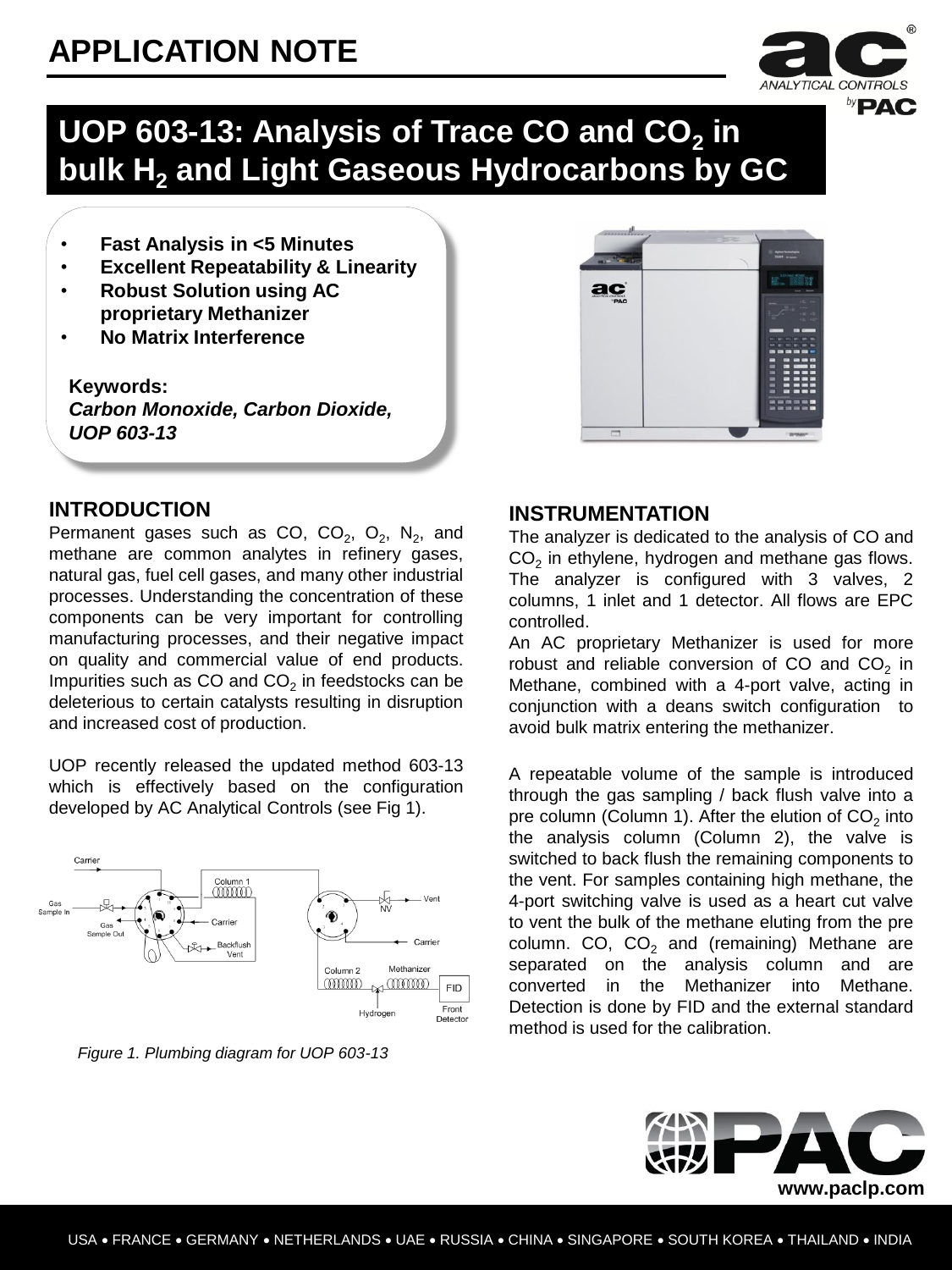# APPLICATION NOTE

## UOP 603-13: Analysis of Trace CO and $CO_2$ in bulk $H_2$ and Light Gaseous Hydrocarbons by GC

- **Fast Analysis in <5 Minutes**
- **Excellent Repeatability & Linearity**
- **Robust Solution using AC proprietary Methanizer**
- **No Matrix Interference**

**Keywords:**
***Carbon Monoxide, Carbon Dioxide, UOP 603-13***

## INTRODUCTION

Permanent gases such as CO, $CO_2$, $O_2$, $N_2$, and methane are common analytes in refinery gases, natural gas, fuel cell gases, and many other industrial processes. Understanding the concentration of these components can be very important for controlling manufacturing processes, and their negative impact on quality and commercial value of end products. Impurities such as CO and $CO_2$ in feedstocks can be deleterious to certain catalysts resulting in disruption and increased cost of production.

UOP recently released the updated method 603-13 which is effectively based on the configuration developed by AC Analytical Controls (see Fig 1).

*Figure 1. Plumbing diagram for UOP 603-13*

## INSTRUMENTATION

The analyzer is dedicated to the analysis of CO and $CO_2$ in ethylene, hydrogen and methane gas flows. The analyzer is configured with 3 valves, 2 columns, 1 inlet and 1 detector. All flows are EPC controlled.

An AC proprietary Methanizer is used for more robust and reliable conversion of CO and $CO_2$ in Methane, combined with a 4-port valve, acting in conjunction with a deans switch configuration to avoid bulk matrix entering the methanizer.

A repeatable volume of the sample is introduced through the gas sampling / back flush valve into a pre column (Column 1). After the elution of $CO_2$ into the analysis column (Column 2), the valve is switched to back flush the remaining components to the vent. For samples containing high methane, the 4-port switching valve is used as a heart cut valve to vent the bulk of the methane eluting from the pre column. CO, $CO_2$ and (remaining) Methane are separated on the analysis column and are converted in the Methanizer into Methane. Detection is done by FID and the external standard method is used for the calibration.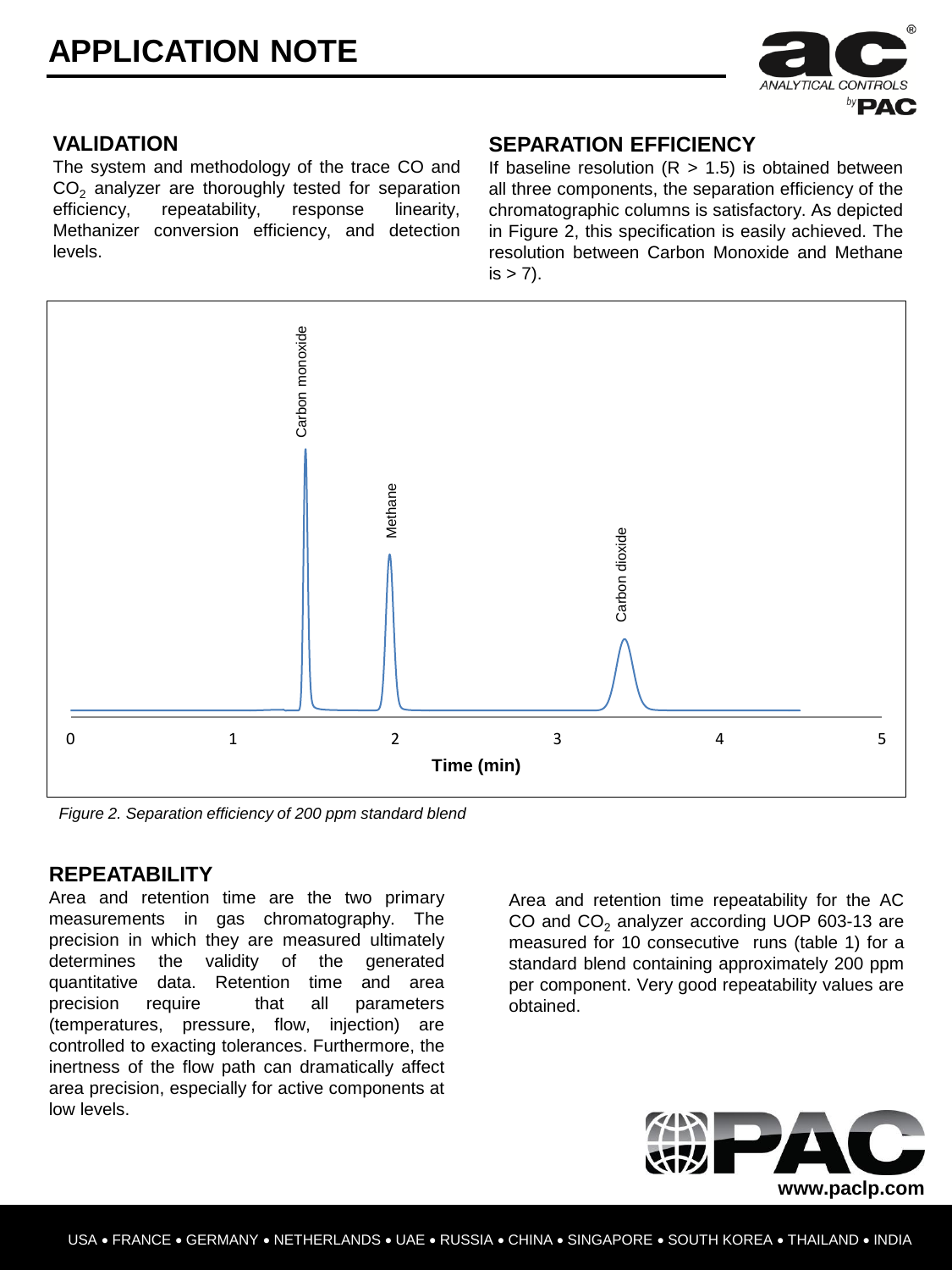## VALIDATION

The system and methodology of the trace CO and $CO_2$ analyzer are thoroughly tested for separation efficiency, repeatability, response linearity, Methanizer conversion efficiency, and detection levels.

## SEPARATION EFFICIENCY

If baseline resolution ($R > 1.5$) is obtained between all three components, the separation efficiency of the chromatographic columns is satisfactory. As depicted in Figure 2, this specification is easily achieved. The resolution between Carbon Monoxide and Methane is > 7).

*Figure 2. Separation efficiency of 200 ppm standard blend*

## REPEATABILITY

Area and retention time are the two primary measurements in gas chromatography. The precision in which they are measured ultimately determines the validity of the generated quantitative data. Retention time and area precision require that all parameters (temperatures, pressure, flow, injection) are controlled to exacting tolerances. Furthermore, the inertness of the flow path can dramatically affect area precision, especially for active components at low levels.

Area and retention time repeatability for the AC CO and $CO_2$ analyzer according UOP 603-13 are measured for 10 consecutive runs (table 1) for a standard blend containing approximately 200 ppm per component. Very good repeatability values are obtained.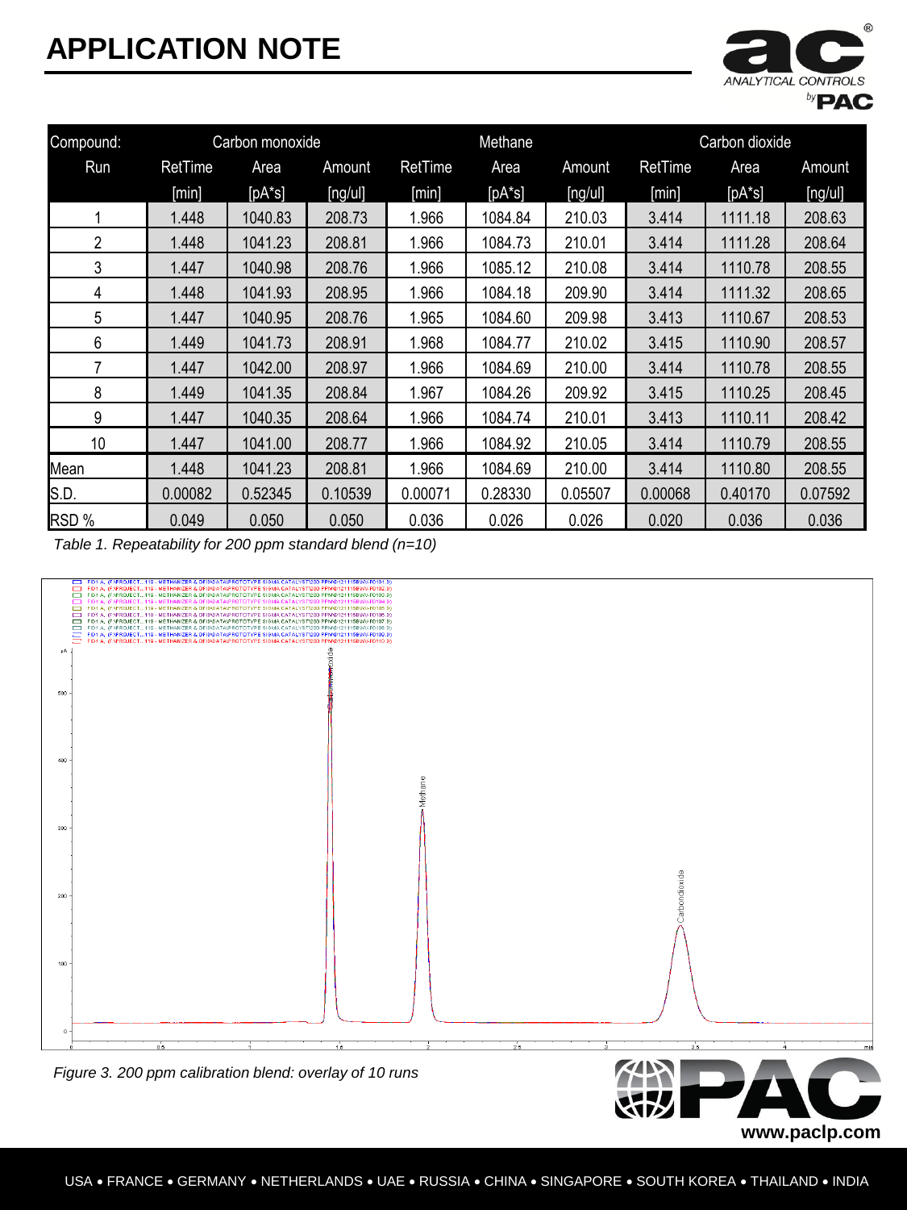| Compound: | Carbon monoxide | | | Methane | | | Carbon dioxide | | |
|---|---|---|---|---|---|---|---|---|---|
| Run | RetTime | Area | Amount | RetTime | Area | Amount | RetTime | Area | Amount |
| | [min] | [pA*s] | [ng/ul] | [min] | [pA*s] | [ng/ul] | [min] | [pA*s] | [ng/ul] |
| 1 | 1.448 | 1040.83 | 208.73 | 1.966 | 1084.84 | 210.03 | 3.414 | 1111.18 | 208.63 |
| 2 | 1.448 | 1041.23 | 208.81 | 1.966 | 1084.73 | 210.01 | 3.414 | 1111.28 | 208.64 |
| 3 | 1.447 | 1040.98 | 208.76 | 1.966 | 1085.12 | 210.08 | 3.414 | 1110.78 | 208.55 |
| 4 | 1.448 | 1041.93 | 208.95 | 1.966 | 1084.18 | 209.90 | 3.414 | 1111.32 | 208.65 |
| 5 | 1.447 | 1040.95 | 208.76 | 1.965 | 1084.60 | 209.98 | 3.413 | 1110.67 | 208.53 |
| 6 | 1.449 | 1041.73 | 208.91 | 1.968 | 1084.77 | 210.02 | 3.415 | 1110.90 | 208.57 |
| 7 | 1.447 | 1042.00 | 208.97 | 1.966 | 1084.69 | 210.00 | 3.414 | 1110.78 | 208.55 |
| 8 | 1.449 | 1041.35 | 208.84 | 1.967 | 1084.26 | 209.92 | 3.415 | 1110.25 | 208.45 |
| 9 | 1.447 | 1040.35 | 208.64 | 1.966 | 1084.74 | 210.01 | 3.413 | 1110.11 | 208.42 |
| 10 | 1.447 | 1041.00 | 208.77 | 1.966 | 1084.92 | 210.05 | 3.414 | 1110.79 | 208.55 |
| Mean | 1.448 | 1041.23 | 208.81 | 1.966 | 1084.69 | 210.00 | 3.414 | 1110.80 | 208.55 |
| S.D. | 0.00082 | 0.52345 | 0.10539 | 0.00071 | 0.28330 | 0.05507 | 0.00068 | 0.40170 | 0.07592 |
| RSD % | 0.049 | 0.050 | 0.050 | 0.036 | 0.026 | 0.026 | 0.020 | 0.036 | 0.036 |

*Table 1. Repeatability for 200 ppm standard blend (n=10)*

*Figure 3. 200 ppm calibration blend: overlay of 10 runs*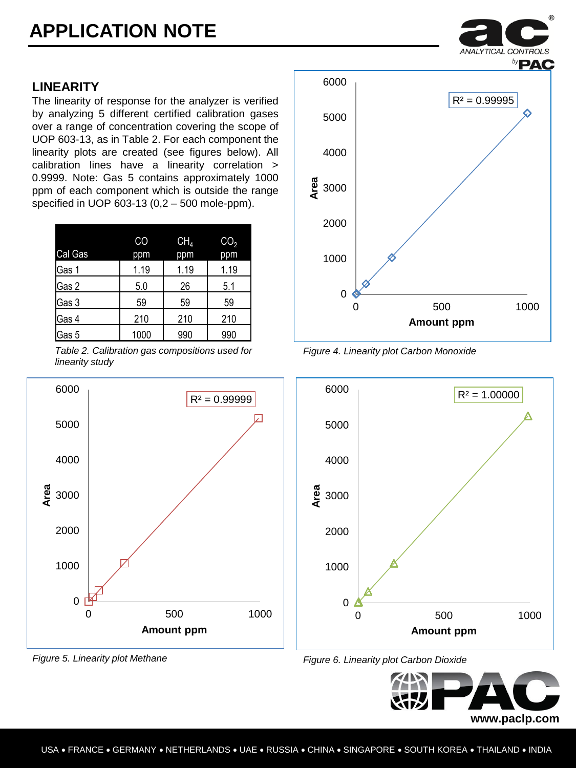## LINEARITY

The linearity of response for the analyzer is verified by analyzing 5 different certified calibration gases over a range of concentration covering the scope of UOP 603-13, as in Table 2. For each component the linearity plots are created (see figures below). All calibration lines have a linearity correlation > 0.9999. Note: Gas 5 contains approximately 1000 ppm of each component which is outside the range specified in UOP 603-13 (0,2 – 500 mole-ppm).

| Cal Gas | CO ppm | $CH_4$ ppm | $CO_2$ ppm |
|---|---|---|---|
| Gas 1 | 1.19 | 1.19 | 1.19 |
| Gas 2 | 5.0 | 26 | 5.1 |
| Gas 3 | 59 | 59 | 59 |
| Gas 4 | 210 | 210 | 210 |
| Gas 5 | 1000 | 990 | 990 |

*Table 2. Calibration gas compositions used for linearity study*

*Figure 4. Linearity plot Carbon Monoxide*

*Figure 5. Linearity plot Methane*

*Figure 6. Linearity plot Carbon Dioxide*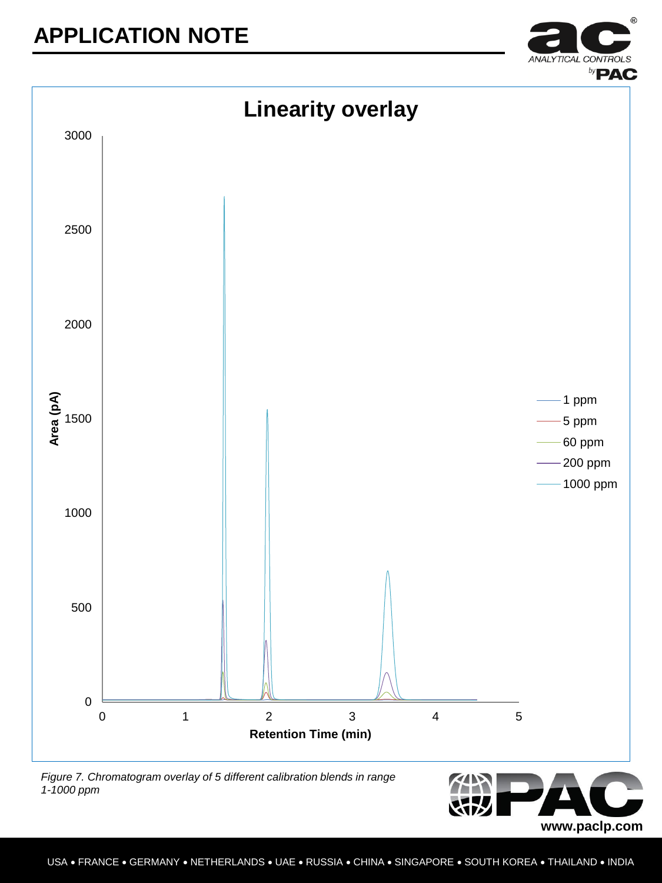Figure 7. *Chromatogram overlay of 5 different calibration blends in range 1-1000 ppm*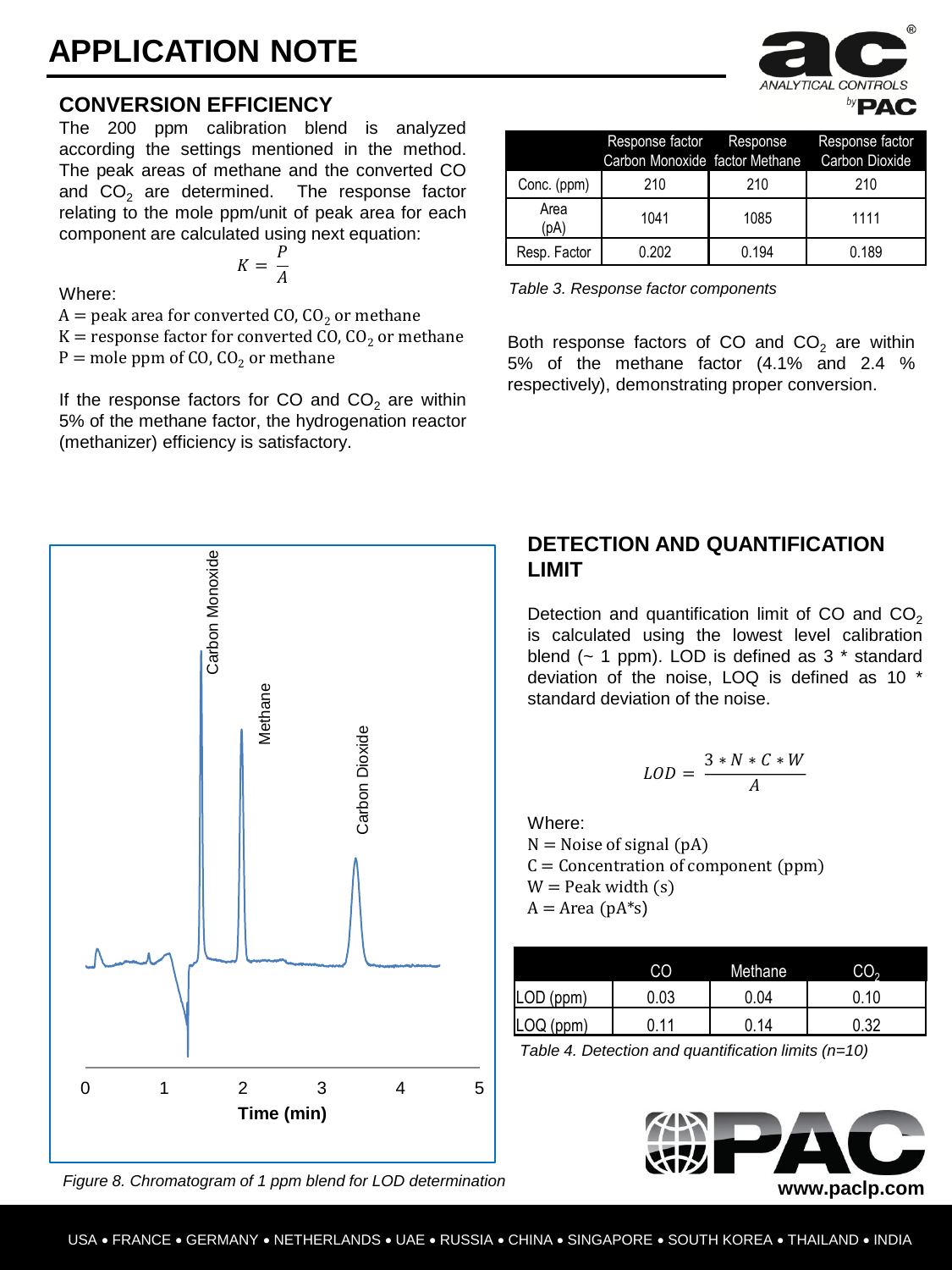# APPLICATION NOTE

## CONVERSION EFFICIENCY

The 200 ppm calibration blend is analyzed according the settings mentioned in the method. The peak areas of methane and the converted CO and $CO_2$ are determined. The response factor relating to the mole ppm/unit of peak area for each component are calculated using next equation:

$$K = \frac{P}{A}$$

Where:

$A =$ peak area for converted CO, $CO_2$ or methane
$K =$ response factor for converted CO, $CO_2$ or methane
$P =$ mole ppm of CO, $CO_2$ or methane

If the response factors for CO and $CO_2$ are within 5% of the methane factor, the hydrogenation reactor (methanizer) efficiency is satisfactory.

| | Response factor Carbon Monoxide | Response factor Methane | Response factor Carbon Dioxide |
|---|---|---|---|
| Conc. (ppm) | 210 | 210 | 210 |
| Area (pA) | 1041 | 1085 | 1111 |
| Resp. Factor | 0.202 | 0.194 | 0.189 |

*Table 3. Response factor components*

Both response factors of CO and $CO_2$ are within 5% of the methane factor (4.1% and 2.4 % respectively), demonstrating proper conversion.

*Figure 8. Chromatogram of 1 ppm blend for LOD determination*

## DETECTION AND QUANTIFICATION LIMIT

Detection and quantification limit of CO and $CO_2$ is calculated using the lowest level calibration blend (~ 1 ppm). LOD is defined as 3 * standard deviation of the noise, LOQ is defined as 10 * standard deviation of the noise.

$$LOD = \frac{3 * N * C * W}{A}$$

Where:

$N =$ Noise of signal (pA)
$C =$ Concentration of component (ppm)
$W =$ Peak width (s)
$A =$ Area (pA*s)

| | CO | Methane | $CO_2$ |
|---|---|---|---|
| LOD (ppm) | 0.03 | 0.04 | 0.10 |
| LOQ (ppm) | 0.11 | 0.14 | 0.32 |

*Table 4. Detection and quantification limits (n=10)*

www.paclp.com

USA • FRANCE • GERMANY • NETHERLANDS • UAE • RUSSIA • CHINA • SINGAPORE • SOUTH KOREA • THAILAND • INDIA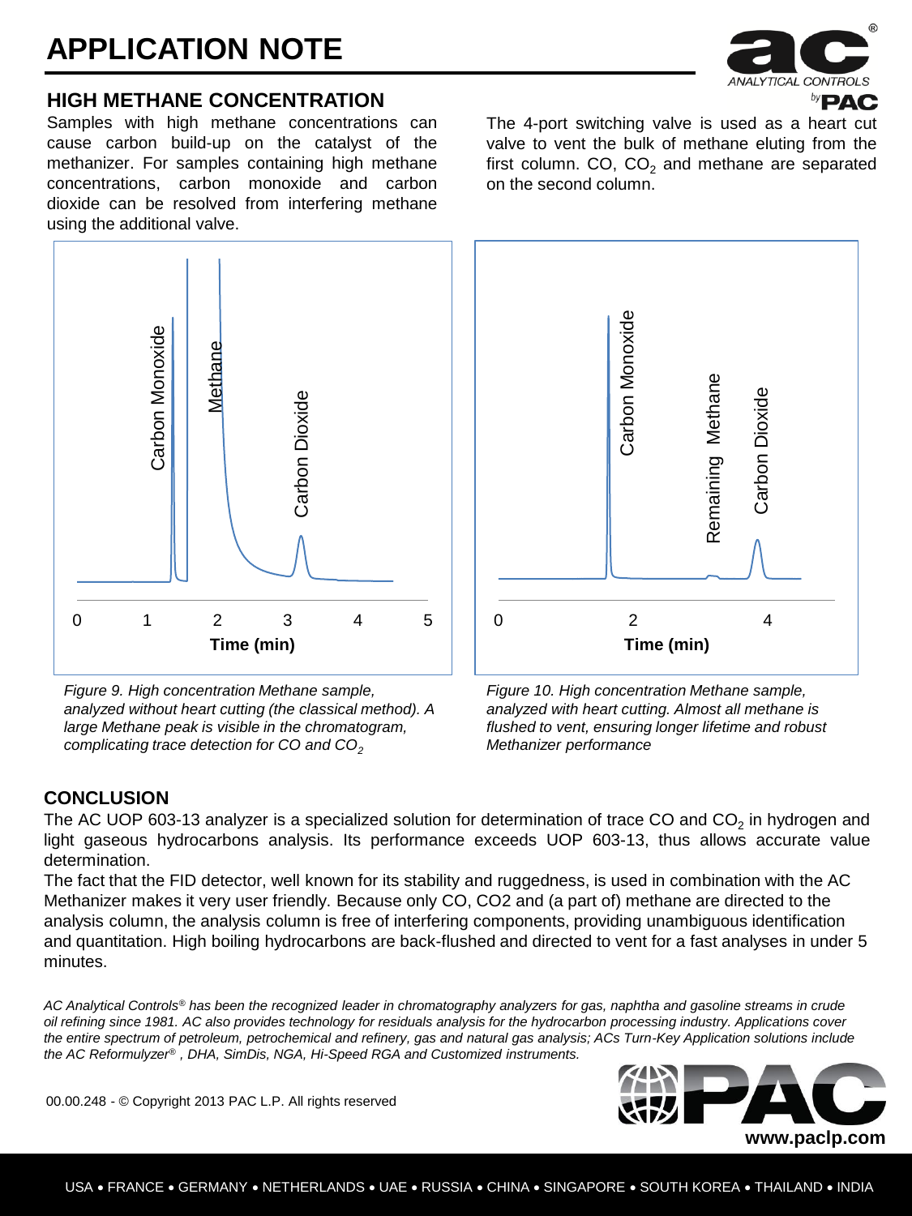# APPLICATION NOTE

## HIGH METHANE CONCENTRATION

Samples with high methane concentrations can cause carbon build-up on the catalyst of the methanizer. For samples containing high methane concentrations, carbon monoxide and carbon dioxide can be resolved from interfering methane using the additional valve.

The 4-port switching valve is used as a heart cut valve to vent the bulk of methane eluting from the first column. CO, $CO_2$ and methane are separated on the second column.

Carbon Monoxide
Methane
Carbon Dioxide
0 1 2 3 4 5
Time (min)

*Figure 9. High concentration Methane sample, analyzed without heart cutting (the classical method). A large Methane peak is visible in the chromatogram, complicating trace detection for CO and $CO_2$*

Carbon Monoxide
Remaining Methane
Carbon Dioxide
0 2 4
Time (min)

*Figure 10. High concentration Methane sample, analyzed with heart cutting. Almost all methane is flushed to vent, ensuring longer lifetime and robust Methanizer performance*

## CONCLUSION

The AC UOP 603-13 analyzer is a specialized solution for determination of trace CO and $CO_2$ in hydrogen and light gaseous hydrocarbons analysis. Its performance exceeds UOP 603-13, thus allows accurate value determination.

The fact that the FID detector, well known for its stability and ruggedness, is used in combination with the AC Methanizer makes it very user friendly. Because only CO, CO2 and (a part of) methane are directed to the analysis column, the analysis column is free of interfering components, providing unambiguous identification and quantitation. High boiling hydrocarbons are back-flushed and directed to vent for a fast analyses in under 5 minutes.

*AC Analytical Controls® has been the recognized leader in chromatography analyzers for gas, naphtha and gasoline streams in crude oil refining since 1981. AC also provides technology for residuals analysis for the hydrocarbon processing industry. Applications cover the entire spectrum of petroleum, petrochemical and refinery, gas and natural gas analysis; ACs Turn-Key Application solutions include the AC Reformulyzer® , DHA, SimDis, NGA, Hi-Speed RGA and Customized instruments.*

00.00.248 - © Copyright 2013 PAC L.P. All rights reserved

www.paclp.com

USA • FRANCE • GERMANY • NETHERLANDS • UAE • RUSSIA • CHINA • SINGAPORE • SOUTH KOREA • THAILAND • INDIA